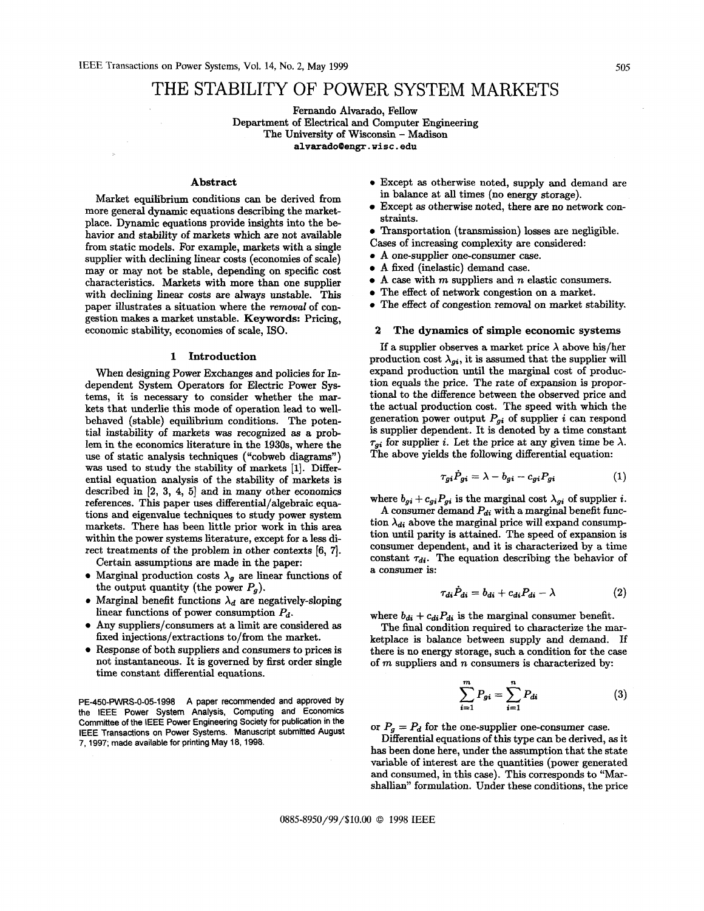# THE STABILITY OF POWER SYSTEM MARKETS

Fernando Alvarado, Fellow
Department of Electrical and Computer Engineering
The University of Wisconsin – Madison
alvarado@engr.wisc.edu

### Abstract

Market equilibrium conditions can be derived from more general dynamic equations describing the marketplace. Dynamic equations provide insights into the behavior and stability of markets which are not available from static models. For example, markets with a single supplier with declining linear costs (economies of scale) may or may not be stable, depending on specific cost characteristics. Markets with more than one supplier with declining linear costs are always unstable. This paper illustrates a situation where the *removal* of congestion makes a market unstable. **Keywords:** Pricing, economic stability, economies of scale, ISO.

## 1 Introduction

When designing Power Exchanges and policies for Independent System Operators for Electric Power Systems, it is necessary to consider whether the markets that underlie this mode of operation lead to well-behaved (stable) equilibrium conditions. The potential instability of markets was recognized as a problem in the economics literature in the 1930s, where the use of static analysis techniques ("cobweb diagrams") was used to study the stability of markets [1]. Differential equation analysis of the stability of markets is described in [2, 3, 4, 5] and in many other economics references. This paper uses differential/algebraic equations and eigenvalue techniques to study power system markets. There has been little prior work in this area within the power systems literature, except for a less direct treatments of the problem in other contexts [6, 7].

Certain assumptions are made in the paper:

- Marginal production costs $\lambda_g$ are linear functions of the output quantity (the power $P_g$).
- Marginal benefit functions $\lambda_d$ are negatively-sloping linear functions of power consumption $P_d$.
- Any suppliers/consumers at a limit are considered as fixed injections/extractions to/from the market.
- Response of both suppliers and consumers to prices is not instantaneous. It is governed by first order single time constant differential equations.
- Except as otherwise noted, supply and demand are in balance at all times (no energy storage).
- Except as otherwise noted, there are no network constraints.
- Transportation (transmission) losses are negligible.

Cases of increasing complexity are considered:

- A one-supplier one-consumer case.
- A fixed (inelastic) demand case.
- A case with $m$ suppliers and $n$ elastic consumers.
- The effect of network congestion on a market.
- The effect of congestion removal on market stability.

PE-450-PWRS-0-05-1998 A paper recommended and approved by the IEEE Power System Analysis, Computing and Economics Committee of the IEEE Power Engineering Society for publication in the IEEE Transactions on Power Systems. Manuscript submitted August 7, 1997; made available for printing May 18, 1998.

## 2 The dynamics of simple economic systems

If a supplier observes a market price $\lambda$ above his/her production cost $\lambda_{gi}$, it is assumed that the supplier will expand production until the marginal cost of production equals the price. The rate of expansion is proportional to the difference between the observed price and the actual production cost. The speed with which the generation power output $P_{gi}$ of supplier $i$ can respond is supplier dependent. It is denoted by a time constant $\tau_{gi}$ for supplier $i$. Let the price at any given time be $\lambda$. The above yields the following differential equation:

$$\tau_{gi}\dot{P}_{gi} = \lambda - b_{gi} - c_{gi}P_{gi} \tag{1}$$

where $b_{gi} + c_{gi}P_{gi}$ is the marginal cost $\lambda_{gi}$ of supplier $i$.

A consumer demand $P_{di}$ with a marginal benefit function $\lambda_{di}$ above the marginal price will expand consumption until parity is attained. The speed of expansion is consumer dependent, and it is characterized by a time constant $\tau_{di}$. The equation describing the behavior of a consumer is:

$$\tau_{di}\dot{P}_{di} = b_{di} + c_{di}P_{di} - \lambda \tag{2}$$

where $b_{di} + c_{di}P_{di}$ is the marginal consumer benefit.

The final condition required to characterize the marketplace is balance between supply and demand. If there is no energy storage, such a condition for the case of $m$ suppliers and $n$ consumers is characterized by:

$$\sum_{i=1}^{m} P_{gi} = \sum_{i=1}^{n} P_{di} \tag{3}$$

or $P_g = P_d$ for the one-supplier one-consumer case.

Differential equations of this type can be derived, as it has been done here, under the assumption that the state variable of interest are the quantities (power generated and consumed, in this case). This corresponds to "Marshallian" formulation. Under these conditions, the price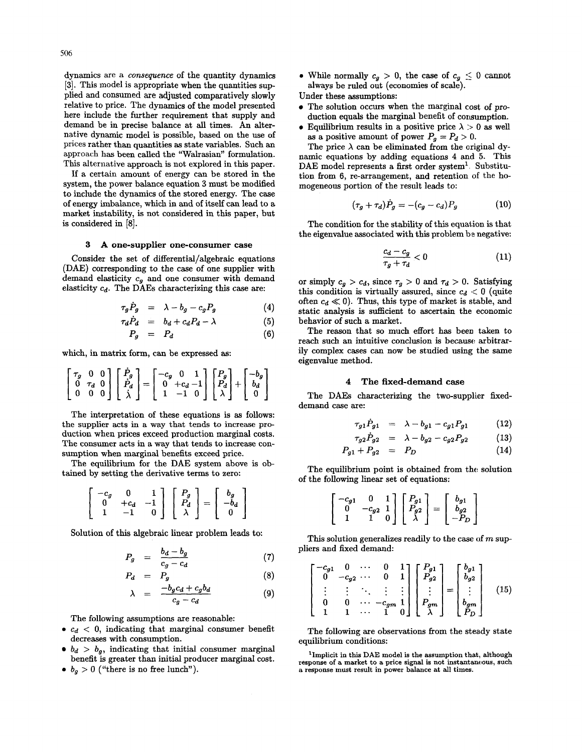dynamics are a *consequence* of the quantity dynamics [3]. This model is appropriate when the quantities supplied and consumed are adjusted comparatively slowly relative to price. The dynamics of the model presented here include the further requirement that supply and demand be in precise balance at all times. An alternative dynamic model is possible, based on the use of prices rather than quantities as state variables. Such an approach has been called the "Walrasian" formulation. This alternative approach is not explored in this paper.

If a certain amount of energy can be stored in the system, the power balance equation 3 must be modified to include the dynamics of the stored energy. The case of energy imbalance, which in and of itself can lead to a market instability, is not considered in this paper, but is considered in [8].

## 3 A one-supplier one-consumer case

Consider the set of differential/algebraic equations (DAE) corresponding to the case of one supplier with demand elasticity $c_g$ and one consumer with demand elasticity $c_d$. The DAEs characterizing this case are:

$$\tau_g \dot{P}_g = \lambda - b_g - c_g P_g \quad (4)$$

$$\tau_d \dot{P}_d = b_d + c_d P_d - \lambda \quad (5)$$

$$P_g = P_d \quad (6)$$

which, in matrix form, can be expressed as:

$$\begin{bmatrix} \tau_g & 0 & 0 \\ 0 & \tau_d & 0 \\ 0 & 0 & 0 \end{bmatrix} \begin{bmatrix} \dot{P}_g \\ \dot{P}_d \\ \dot{\lambda} \end{bmatrix} = \begin{bmatrix} -c_g & 0 & 1 \\ 0 & +c_d & -1 \\ 1 & -1 & 0 \end{bmatrix} \begin{bmatrix} P_g \\ P_d \\ \lambda \end{bmatrix} + \begin{bmatrix} -b_g \\ b_d \\ 0 \end{bmatrix}$$

The interpretation of these equations is as follows: the supplier acts in a way that tends to increase production when prices exceed production marginal costs. The consumer acts in a way that tends to increase consumption when marginal benefits exceed price.

The equilibrium for the DAE system above is obtained by setting the derivative terms to zero:

$$\begin{bmatrix} -c_g & 0 & 1 \\ 0 & +c_d & -1 \\ 1 & -1 & 0 \end{bmatrix} \begin{bmatrix} P_g \\ P_d \\ \lambda \end{bmatrix} = \begin{bmatrix} b_g \\ -b_d \\ 0 \end{bmatrix}$$

Solution of this algebraic linear problem leads to:

$$P_g = \frac{b_d - b_g}{c_g - c_d} \quad (7)$$

$$P_d = P_g \quad (8)$$

$$\lambda = \frac{-b_g c_d + c_g b_d}{c_g - c_d} \quad (9)$$

The following assumptions are reasonable:

- $c_d < 0$, indicating that marginal consumer benefit decreases with consumption.
- $b_d > b_g$, indicating that initial consumer marginal benefit is greater than initial producer marginal cost.
- $b_g > 0$ ("there is no free lunch").
- While normally $c_g > 0$, the case of $c_g \leq 0$ cannot always be ruled out (economies of scale).

Under these assumptions:

- The solution occurs when the marginal cost of production equals the marginal benefit of consumption.
- Equilibrium results in a positive price $\lambda > 0$ as well as a positive amount of power $P_g = P_d > 0$.

The price $\lambda$ can be eliminated from the original dynamic equations by adding equations 4 and 5. This DAE model represents a first order system[1]. Substitution from 6, re-arrangement, and retention of the homogeneous portion of the result leads to:

$$(\tau_g + \tau_d)\dot{P}_g = -(c_g - c_d)P_g \quad (10)$$

The condition for the stability of this equation is that the eigenvalue associated with this problem be negative:

$$\frac{c_d - c_g}{\tau_g + \tau_d} < 0 \quad (11)$$

or simply $c_g > c_d$, since $\tau_g > 0$ and $\tau_d > 0$. Satisfying this condition is virtually assured, since $c_d < 0$ (quite often $c_d \ll 0$). Thus, this type of market is stable, and static analysis is sufficient to ascertain the economic behavior of such a market.

The reason that so much effort has been taken to reach such an intuitive conclusion is because arbitrarily complex cases can now be studied using the same eigenvalue method.

## 4 The fixed-demand case

The DAEs characterizing the two-supplier fixed-demand case are:

$$\tau_{g1} \dot{P}_{g1} = \lambda - b_{g1} - c_{g1} P_{g1} \quad (12)$$

$$\tau_{g2} \dot{P}_{g2} = \lambda - b_{g2} - c_{g2} P_{g2} \quad (13)$$

$$P_{g1} + P_{g2} = P_D \quad (14)$$

The equilibrium point is obtained from the solution of the following linear set of equations:

$$\begin{bmatrix} -c_{g1} & 0 & 1 \\ 0 & -c_{g2} & 1 \\ 1 & 1 & 0 \end{bmatrix} \begin{bmatrix} P_{g1} \\ P_{g2} \\ \lambda \end{bmatrix} = \begin{bmatrix} b_{g1} \\ b_{g2} \\ -P_D \end{bmatrix}$$

This solution generalizes readily to the case of $m$ suppliers and fixed demand:

$$\begin{bmatrix} -c_{g1} & 0 & \cdots & 0 & 1 \\ 0 & -c_{g2} & \cdots & 0 & 1 \\ \vdots & \vdots & \ddots & \vdots & \vdots \\ 0 & 0 & \cdots & -c_{gm} & 1 \\ 1 & 1 & \cdots & 1 & 0 \end{bmatrix} \begin{bmatrix} P_{g1} \\ P_{g2} \\ \vdots \\ P_{gm} \\ \lambda \end{bmatrix} = \begin{bmatrix} b_{g1} \\ b_{g2} \\ \vdots \\ b_{gm} \\ P_D \end{bmatrix} \quad (15)$$

The following are observations from the steady state equilibrium conditions:

[1] Implicit in this DAE model is the assumption that, although response of a market to a price signal is not instantaneous, such a response must result in power balance at all times.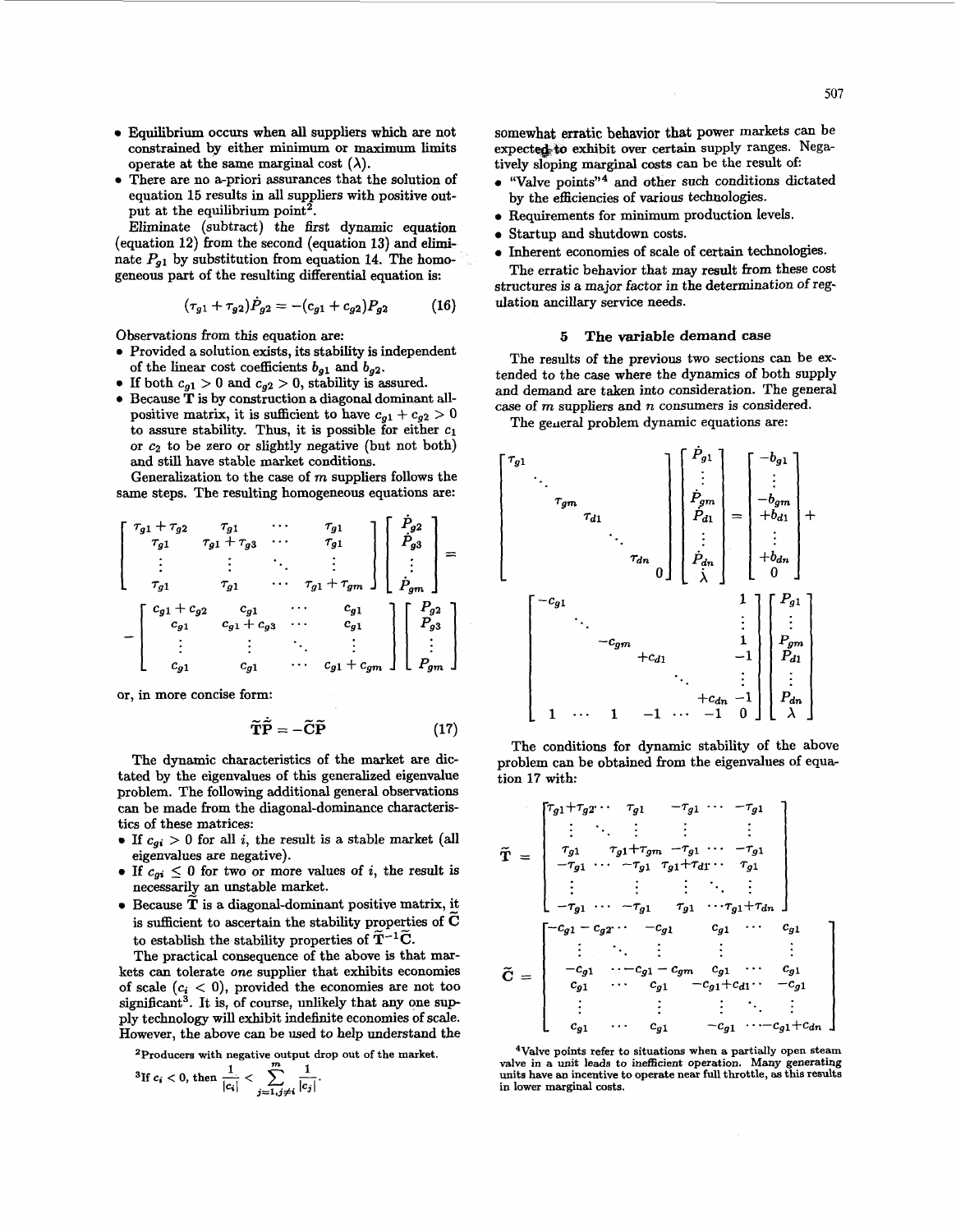- Equilibrium occurs when all suppliers which are not constrained by either minimum or maximum limits operate at the same marginal cost ($\lambda$).
- There are no a-priori assurances that the solution of equation 15 results in all suppliers with positive output at the equilibrium point[2].

Eliminate (subtract) the first dynamic equation (equation 12) from the second (equation 13) and eliminate $P_{g1}$ by substitution from equation 14. The homogeneous part of the resulting differential equation is:

$$(\tau_{g1} + \tau_{g2})\dot{P}_{g2} = -(c_{g1} + c_{g2})P_{g2} \tag{16}$$

Observations from this equation are:

- Provided a solution exists, its stability is independent of the linear cost coefficients $b_{g1}$ and $b_{g2}$.
- If both $c_{g1} > 0$ and $c_{g2} > 0$, stability is assured.
- Because $\mathbf{T}$ is by construction a diagonal dominant all-positive matrix, it is sufficient to have $c_{g1} + c_{g2} > 0$ to assure stability. Thus, it is possible for either $c_1$ or $c_2$ to be zero or slightly negative (but not both) and still have stable market conditions.

Generalization to the case of $m$ suppliers follows the same steps. The resulting homogeneous equations are:

$$\begin{bmatrix} \tau_{g1}+\tau_{g2} & \tau_{g1} & \cdots & \tau_{g1} \\ \tau_{g1} & \tau_{g1}+\tau_{g3} & \cdots & \tau_{g1} \\ \vdots & \vdots & \ddots & \vdots \\ \tau_{g1} & \tau_{g1} & \cdots & \tau_{g1}+\tau_{gm} \end{bmatrix} \begin{bmatrix} \dot{P}_{g2} \\ \dot{P}_{g3} \\ \vdots \\ \dot{P}_{gm} \end{bmatrix} =$$

$$- \begin{bmatrix} c_{g1}+c_{g2} & c_{g1} & \cdots & c_{g1} \\ c_{g1} & c_{g1}+c_{g3} & \cdots & c_{g1} \\ \vdots & \vdots & \ddots & \vdots \\ c_{g1} & c_{g1} & \cdots & c_{g1}+c_{gm} \end{bmatrix} \begin{bmatrix} P_{g2} \\ P_{g3} \\ \vdots \\ P_{gm} \end{bmatrix}$$

or, in more concise form:

$$\widetilde{\mathbf{T}}\dot{\widetilde{\mathbf{P}}} = -\widetilde{\mathbf{C}}\widetilde{\mathbf{P}} \tag{17}$$

The dynamic characteristics of the market are dictated by the eigenvalues of this generalized eigenvalue problem. The following additional general observations can be made from the diagonal-dominance characteristics of these matrices:

- If $c_{gi} > 0$ for all $i$, the result is a stable market (all eigenvalues are negative).
- If $c_{gi} \leq 0$ for two or more values of $i$, the result is necessarily an unstable market.
- Because $\widetilde{\mathbf{T}}$ is a diagonal-dominant positive matrix, it is sufficient to ascertain the stability properties of $\widetilde{\mathbf{C}}$ to establish the stability properties of $\widetilde{\mathbf{T}}^{-1}\widetilde{\mathbf{C}}$.

The practical consequence of the above is that markets can tolerate *one* supplier that exhibits economies of scale ($c_i < 0$), provided the economies are not too significant[3]. It is, of course, unlikely that any one supply technology will exhibit indefinite economies of scale. However, the above can be used to help understand the somewhat erratic behavior that power markets can be expected to exhibit over certain supply ranges. Negatively sloping marginal costs can be the result of:

- "Valve points"[4] and other such conditions dictated by the efficiencies of various technologies.
- Requirements for minimum production levels.
- Startup and shutdown costs.
- Inherent economies of scale of certain technologies.

The erratic behavior that may result from these cost structures is a major factor in the determination of regulation ancillary service needs.

[2] Producers with negative output drop out of the market.

[3] If $c_i < 0$, then $\frac{1}{|c_i|} < \sum_{j=1, j \neq i}^{m} \frac{1}{|c_j|}$.

## 5 The variable demand case

The results of the previous two sections can be extended to the case where the dynamics of both supply and demand are taken into consideration. The general case of $m$ suppliers and $n$ consumers is considered.

The general problem dynamic equations are:

$$\begin{bmatrix} \tau_{g1} & & & & & & \\ & \ddots & & & & & \\ & & \tau_{gm} & & & & \\ & & & \tau_{d1} & & & \\ & & & & \ddots & & \\ & & & & & \tau_{dn} & \\ & & & & & & 0 \end{bmatrix} \begin{bmatrix} \dot{P}_{g1} \\ \vdots \\ \dot{P}_{gm} \\ \dot{P}_{d1} \\ \vdots \\ \dot{P}_{dn} \\ \dot{\lambda} \end{bmatrix} = \begin{bmatrix} -b_{g1} \\ \vdots \\ -b_{gm} \\ +b_{d1} \\ \vdots \\ +b_{dn} \\ 0 \end{bmatrix} +$$

$$\begin{bmatrix} -c_{g1} & & & & & & 1 \\ & \ddots & & & & & \vdots \\ & & -c_{gm} & & & & 1 \\ & & & +c_{d1} & & & -1 \\ & & & & \ddots & & \vdots \\ & & & & & +c_{dn} & -1 \\ 1 & \cdots & 1 & -1 & \cdots & -1 & 0 \end{bmatrix} \begin{bmatrix} P_{g1} \\ \vdots \\ P_{gm} \\ P_{d1} \\ \vdots \\ P_{dn} \\ \lambda \end{bmatrix}$$

The conditions for dynamic stability of the above problem can be obtained from the eigenvalues of equation 17 with:

$$\widetilde{\mathbf{T}} = \begin{bmatrix} \tau_{g1}+\tau_{g2} \cdots & \tau_{g1} & -\tau_{g1} \cdots & -\tau_{g1} \\ \vdots \quad \ddots & \vdots & \vdots & \vdots \\ \tau_{g1} & \tau_{g1}+\tau_{gm} & -\tau_{g1} \cdots & -\tau_{g1} \\ -\tau_{g1} \cdots & -\tau_{g1} & \tau_{g1}+\tau_{d1} \cdots & \tau_{g1} \\ \vdots & \vdots & \vdots \quad \ddots & \vdots \\ -\tau_{g1} \cdots & -\tau_{g1} & \tau_{g1} \cdots & \tau_{g1}+\tau_{dn} \end{bmatrix}$$

$$\widetilde{\mathbf{C}} = \begin{bmatrix} -c_{g1}-c_{g2} \cdots & -c_{g1} & c_{g1} \cdots & c_{g1} \\ \vdots \quad \ddots & \vdots & \vdots & \vdots \\ -c_{g1} & \cdots -c_{g1}-c_{gm} & c_{g1} \cdots & c_{g1} \\ c_{g1} \cdots & c_{g1} & -c_{g1}+c_{d1} \cdots & -c_{g1} \\ \vdots & \vdots & \vdots \quad \ddots & \vdots \\ c_{g1} \cdots & c_{g1} & -c_{g1} \cdots & -c_{g1}+c_{dn} \end{bmatrix}$$

[4] Valve points refer to situations when a partially open steam valve in a unit leads to inefficient operation. Many generating units have an incentive to operate near full throttle, as this results in lower marginal costs.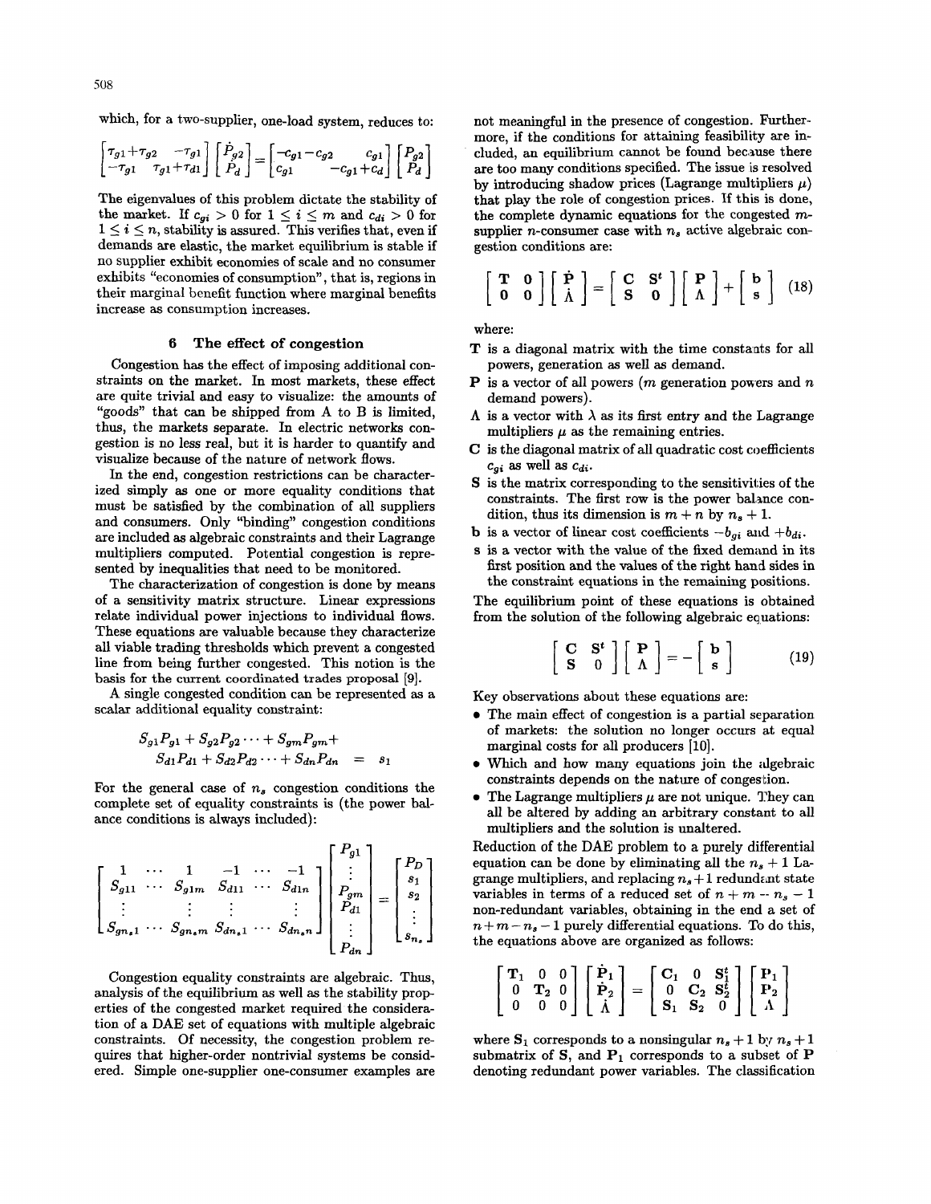which, for a two-supplier, one-load system, reduces to:

$$\begin{bmatrix} \tau_{g1}+\tau_{g2} & -\tau_{g1} \\ -\tau_{g1} & \tau_{g1}+\tau_{d1} \end{bmatrix} \begin{bmatrix} \dot{P}_{g2} \\ \dot{P}_{d} \end{bmatrix} = \begin{bmatrix} -c_{g1}-c_{g2} & c_{g1} \\ c_{g1} & -c_{g1}+c_{d} \end{bmatrix} \begin{bmatrix} P_{g2} \\ P_{d} \end{bmatrix}$$

The eigenvalues of this problem dictate the stability of the market. If $c_{gi} > 0$ for $1 \leq i \leq m$ and $c_{di} > 0$ for $1 \leq i \leq n$, stability is assured. This verifies that, even if demands are elastic, the market equilibrium is stable if no supplier exhibit economies of scale and no consumer exhibits "economies of consumption", that is, regions in their marginal benefit function where marginal benefits increase as consumption increases.

## 6 The effect of congestion

Congestion has the effect of imposing additional constraints on the market. In most markets, these effect are quite trivial and easy to visualize: the amounts of "goods" that can be shipped from A to B is limited, thus, the markets separate. In electric networks congestion is no less real, but it is harder to quantify and visualize because of the nature of network flows.

In the end, congestion restrictions can be characterized simply as one or more equality conditions that must be satisfied by the combination of all suppliers and consumers. Only "binding" congestion conditions are included as algebraic constraints and their Lagrange multipliers computed. Potential congestion is represented by inequalities that need to be monitored.

The characterization of congestion is done by means of a sensitivity matrix structure. Linear expressions relate individual power injections to individual flows. These equations are valuable because they characterize all viable trading thresholds which prevent a congested line from being further congested. This notion is the basis for the current coordinated trades proposal [9].

A single congested condition can be represented as a scalar additional equality constraint:

$$\begin{aligned} S_{g1}P_{g1} + S_{g2}P_{g2} \cdots + S_{gm}P_{gm} + \\ S_{d1}P_{d1} + S_{d2}P_{d2} \cdots + S_{dn}P_{dn} &= s_1 \end{aligned}$$

For the general case of $n_s$ congestion conditions the complete set of equality constraints is (the power balance conditions is always included):

$$\begin{bmatrix} 1 & \cdots & 1 & -1 & \cdots & -1 \\ S_{g11} & \cdots & S_{g1m} & S_{d11} & \cdots & S_{d1n} \\ \vdots & & \vdots & \vdots & & \vdots \\ S_{gn_s1} & \cdots & S_{gn_sm} & S_{dn_s1} & \cdots & S_{dn_sn} \end{bmatrix} \begin{bmatrix} P_{g1} \\ \vdots \\ P_{gm} \\ P_{d1} \\ \vdots \\ P_{dn} \end{bmatrix} = \begin{bmatrix} P_D \\ s_1 \\ s_2 \\ \vdots \\ s_{n_s} \end{bmatrix}$$

Congestion equality constraints are algebraic. Thus, analysis of the equilibrium as well as the stability properties of the congested market required the consideration of a DAE set of equations with multiple algebraic constraints. Of necessity, the congestion problem requires that higher-order nontrivial systems be considered. Simple one-supplier one-consumer examples are not meaningful in the presence of congestion. Furthermore, if the conditions for attaining feasibility are included, an equilibrium cannot be found because there are too many conditions specified. The issue is resolved by introducing shadow prices (Lagrange multipliers $\mu$) that play the role of congestion prices. If this is done, the complete dynamic equations for the congested $m$-supplier $n$-consumer case with $n_s$ active algebraic congestion conditions are:

$$\begin{bmatrix} \mathbf{T} & \mathbf{0} \\ \mathbf{0} & \mathbf{0} \end{bmatrix} \begin{bmatrix} \dot{\mathbf{P}} \\ \dot{\Lambda} \end{bmatrix} = \begin{bmatrix} \mathbf{C} & \mathbf{S}^t \\ \mathbf{S} & \mathbf{0} \end{bmatrix} \begin{bmatrix} \mathbf{P} \\ \Lambda \end{bmatrix} + \begin{bmatrix} \mathbf{b} \\ \mathbf{s} \end{bmatrix} \quad (18)$$

where:

- $\mathbf{T}$ is a diagonal matrix with the time constants for all powers, generation as well as demand.
- $\mathbf{P}$ is a vector of all powers ($m$ generation powers and $n$ demand powers).
- $\Lambda$ is a vector with $\lambda$ as its first entry and the Lagrange multipliers $\mu$ as the remaining entries.
- $\mathbf{C}$ is the diagonal matrix of all quadratic cost coefficients $c_{gi}$ as well as $c_{di}$.
- $\mathbf{S}$ is the matrix corresponding to the sensitivities of the constraints. The first row is the power balance condition, thus its dimension is $m+n$ by $n_s+1$.
- $\mathbf{b}$ is a vector of linear cost coefficients $-b_{gi}$ and $+b_{di}$.
- $\mathbf{s}$ is a vector with the value of the fixed demand in its first position and the values of the right hand sides in the constraint equations in the remaining positions.

The equilibrium point of these equations is obtained from the solution of the following algebraic equations:

$$\begin{bmatrix} \mathbf{C} & \mathbf{S}^t \\ \mathbf{S} & 0 \end{bmatrix} \begin{bmatrix} \mathbf{P} \\ \Lambda \end{bmatrix} = -\begin{bmatrix} \mathbf{b} \\ \mathbf{s} \end{bmatrix} \quad (19)$$

Key observations about these equations are:

- The main effect of congestion is a partial separation of markets: the solution no longer occurs at equal marginal costs for all producers [10].
- Which and how many equations join the algebraic constraints depends on the nature of congestion.
- The Lagrange multipliers $\mu$ are not unique. They can all be altered by adding an arbitrary constant to all multipliers and the solution is unaltered.

Reduction of the DAE problem to a purely differential equation can be done by eliminating all the $n_s+1$ Lagrange multipliers, and replacing $n_s+1$ redundant state variables in terms of a reduced set of $n+m-n_s-1$ non-redundant variables, obtaining in the end a set of $n+m-n_s-1$ purely differential equations. To do this, the equations above are organized as follows:

$$\begin{bmatrix} \mathbf{T}_1 & 0 & 0 \\ 0 & \mathbf{T}_2 & 0 \\ 0 & 0 & 0 \end{bmatrix} \begin{bmatrix} \dot{\mathbf{P}}_1 \\ \dot{\mathbf{P}}_2 \\ \dot{\Lambda} \end{bmatrix} = \begin{bmatrix} \mathbf{C}_1 & 0 & \mathbf{S}_1^t \\ 0 & \mathbf{C}_2 & \mathbf{S}_2^t \\ \mathbf{S}_1 & \mathbf{S}_2 & 0 \end{bmatrix} \begin{bmatrix} \mathbf{P}_1 \\ \mathbf{P}_2 \\ \Lambda \end{bmatrix}$$

where $\mathbf{S}_1$ corresponds to a nonsingular $n_s+1$ by $n_s+1$ submatrix of $\mathbf{S}$, and $\mathbf{P}_1$ corresponds to a subset of $\mathbf{P}$ denoting redundant power variables. The classification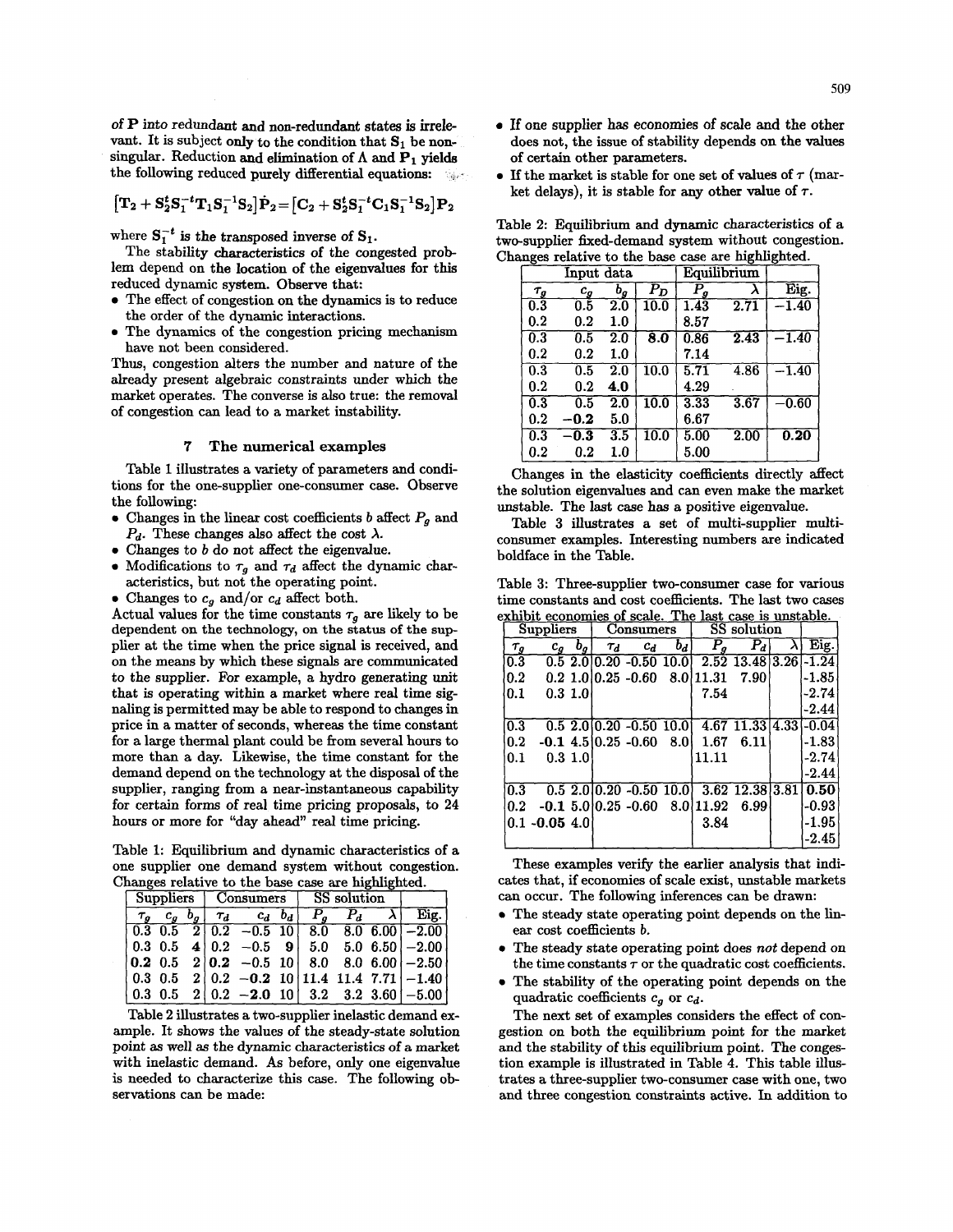of **P** into redundant and non-redundant states is irrelevant. It is subject only to the condition that $\mathbf{S}_1$ be non-singular. Reduction and elimination of $\Lambda$ and $\mathbf{P}_1$ yields the following reduced purely differential equations:

$$[\mathbf{T}_2 + \mathbf{S}_2^t\mathbf{S}_1^{-t}\mathbf{T}_1\mathbf{S}_1^{-1}\mathbf{S}_2]\dot{\mathbf{P}}_2 = [\mathbf{C}_2 + \mathbf{S}_2^t\mathbf{S}_1^{-t}\mathbf{C}_1\mathbf{S}_1^{-1}\mathbf{S}_2]\mathbf{P}_2$$

where $\mathbf{S}_1^{-t}$ is the transposed inverse of $\mathbf{S}_1$.

The stability characteristics of the congested problem depend on the location of the eigenvalues for this reduced dynamic system. Observe that:

- The effect of congestion on the dynamics is to reduce the order of the dynamic interactions.
- The dynamics of the congestion pricing mechanism have not been considered.

Thus, congestion alters the number and nature of the already present algebraic constraints under which the market operates. The converse is also true: the removal of congestion can lead to a market instability.

## 7 The numerical examples

Table 1 illustrates a variety of parameters and conditions for the one-supplier one-consumer case. Observe the following:

- Changes in the linear cost coefficients $b$ affect $P_g$ and $P_d$. These changes also affect the cost $\lambda$.
- Changes to $b$ do not affect the eigenvalue.
- Modifications to $\tau_g$ and $\tau_d$ affect the dynamic characteristics, but not the operating point.
- Changes to $c_g$ and/or $c_d$ affect both.

Actual values for the time constants $\tau_g$ are likely to be dependent on the technology, on the status of the supplier at the time when the price signal is received, and on the means by which these signals are communicated to the supplier. For example, a hydro generating unit that is operating within a market where real time signaling is permitted may be able to respond to changes in price in a matter of seconds, whereas the time constant for a large thermal plant could be from several hours to more than a day. Likewise, the time constant for the demand depend on the technology at the disposal of the supplier, ranging from a near-instantaneous capability for certain forms of real time pricing proposals, to 24 hours or more for "day ahead" real time pricing.

Table 1: Equilibrium and dynamic characteristics of a one supplier one demand system without congestion. Changes relative to the base case are highlighted.

| Suppliers | | | Consumers | | | SS solution | | | |
|---|---|---|---|---|---|---|---|---|---|
| $\tau_g$ | $c_g$ | $b_g$ | $\tau_d$ | $c_d$ | $b_d$ | $P_g$ | $P_d$ | $\lambda$ | Eig. |
| 0.3 | 0.5 | 2 | 0.2 | −0.5 | 10 | 8.0 | 8.0 | 6.00 | −2.00 |
| 0.3 | 0.5 | **4** | 0.2 | −0.5 | **9** | 5.0 | 5.0 | 6.50 | −2.00 |
| **0.2** | 0.5 | 2 | **0.2** | −0.5 | 10 | 8.0 | 8.0 | 6.00 | −2.50 |
| 0.3 | 0.5 | 2 | 0.2 | **−0.2** | 10 | 11.4 | 11.4 | 7.71 | −1.40 |
| 0.3 | 0.5 | 2 | 0.2 | **−2.0** | 10 | 3.2 | 3.2 | 3.60 | −5.00 |

Table 2 illustrates a two-supplier inelastic demand example. It shows the values of the steady-state solution point as well as the dynamic characteristics of a market with inelastic demand. As before, only one eigenvalue is needed to characterize this case. The following observations can be made:

- If one supplier has economies of scale and the other does not, the issue of stability depends on the values of certain other parameters.
- If the market is stable for one set of values of $\tau$ (market delays), it is stable for any other value of $\tau$.

Table 2: Equilibrium and dynamic characteristics of a two-supplier fixed-demand system without congestion. Changes relative to the base case are highlighted.

| Input data | | | | Equilibrium | | |
|---|---|---|---|---|---|---|
| $\tau_g$ | $c_g$ | $b_g$ | $P_D$ | $P_g$ | $\lambda$ | Eig. |
| 0.3 | 0.5 | 2.0 | 10.0 | 1.43 | 2.71 | −1.40 |
| 0.2 | 0.2 | 1.0 | | 8.57 | | |
| 0.3 | 0.5 | 2.0 | **8.0** | 0.86 | 2.43 | −1.40 |
| 0.2 | 0.2 | 1.0 | | 7.14 | | |
| 0.3 | 0.5 | 2.0 | 10.0 | 5.71 | 4.86 | −1.40 |
| 0.2 | 0.2 | **4.0** | | 4.29 | | |
| 0.3 | 0.5 | 2.0 | 10.0 | 3.33 | 3.67 | −0.60 |
| 0.2 | **−0.2** | 5.0 | | 6.67 | | |
| 0.3 | **−0.3** | 3.5 | 10.0 | 5.00 | 2.00 | **0.20** |
| 0.2 | 0.2 | 1.0 | | 5.00 | | |

Changes in the elasticity coefficients directly affect the solution eigenvalues and can even make the market unstable. The last case has a positive eigenvalue.

Table 3 illustrates a set of multi-supplier multi-consumer examples. Interesting numbers are indicated boldface in the Table.

Table 3: Three-supplier two-consumer case for various time constants and cost coefficients. The last two cases exhibit economies of scale. The last case is unstable.

| Suppliers | | | Consumers | | | SS solution | | | |
|---|---|---|---|---|---|---|---|---|---|
| $\tau_g$ | $c_g$ | $b_g$ | $\tau_d$ | $c_d$ | $b_d$ | $P_g$ | $P_d$ | $\lambda$ | Eig. |
| 0.3 | 0.5 | 2.0 | 0.20 | -0.50 | 10.0 | 2.52 | 13.48 | 3.26 | -1.24 |
| 0.2 | 0.2 | 1.0 | 0.25 | -0.60 | 8.0 | 11.31 | 7.90 | | -1.85 |
| 0.1 | 0.3 | 1.0 | | | | 7.54 | | | -2.74 |
| | | | | | | | | | -2.44 |
| 0.3 | 0.5 | 2.0 | 0.20 | -0.50 | 10.0 | 4.67 | 11.33 | 4.33 | -0.04 |
| 0.2 | **-0.1** | 4.5 | 0.25 | -0.60 | 8.0 | 1.67 | 6.11 | | -1.83 |
| 0.1 | 0.3 | 1.0 | | | | 11.11 | | | -2.74 |
| | | | | | | | | | -2.44 |
| 0.3 | 0.5 | 2.0 | 0.20 | -0.50 | 10.0 | 3.62 | 12.38 | 3.81 | **0.50** |
| 0.2 | **-0.1** | 5.0 | 0.25 | -0.60 | 8.0 | 11.92 | 6.99 | | -0.93 |
| 0.1 | **-0.05** | 4.0 | | | | 3.84 | | | -1.95 |
| | | | | | | | | | -2.45 |

These examples verify the earlier analysis that indicates that, if economies of scale exist, unstable markets can occur. The following inferences can be drawn:

- The steady state operating point depends on the linear cost coefficients $b$.
- The steady state operating point does *not* depend on the time constants $\tau$ or the quadratic cost coefficients.
- The stability of the operating point depends on the quadratic coefficients $c_g$ or $c_d$.

The next set of examples considers the effect of congestion on both the equilibrium point for the market and the stability of this equilibrium point. The congestion example is illustrated in Table 4. This table illustrates a three-supplier two-consumer case with one, two and three congestion constraints active. In addition to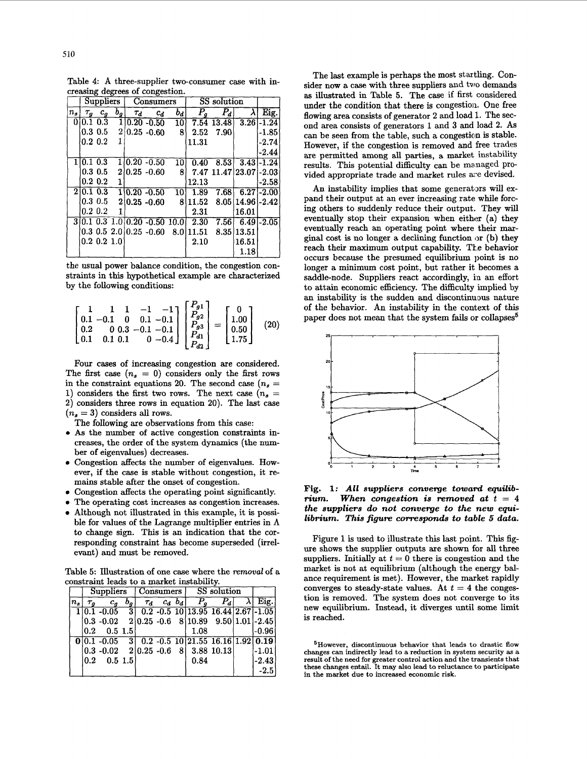Table 4: A three-supplier two-consumer case with increasing degrees of congestion.

| | Suppliers | | | Consumers | | | SS solution | | | |
|---|---|---|---|---|---|---|---|---|---|---|
| $n_s$ | $\tau_g$ | $c_g$ | $b_g$ | $\tau_d$ | $c_d$ | $b_d$ | $P_g$ | $P_d$ | $\lambda$ | Eig. |
| 0 | 0.1 | 0.3 | 1 | 0.20 | -0.50 | 10 | 7.54 | 13.48 | 3.26 | -1.24 |
| | 0.3 | 0.5 | 2 | 0.25 | -0.60 | 8 | 2.52 | 7.90 | | -1.85 |
| | 0.2 | 0.2 | 1 | | | | 11.31 | | | -2.74 |
| | | | | | | | | | | -2.44 |
| 1 | 0.1 | 0.3 | 1 | 0.20 | -0.50 | 10 | 0.40 | 8.53 | 3.43 | -1.24 |
| | 0.3 | 0.5 | 2 | 0.25 | -0.60 | 8 | 7.47 | 11.47 | 23.07 | -2.03 |
| | 0.2 | 0.2 | 1 | | | | 12.13 | | | -2.58 |
| 2 | 0.1 | 0.3 | 1 | 0.20 | -0.50 | 10 | 1.89 | 7.68 | 6.27 | -2.00 |
| | 0.3 | 0.5 | 2 | 0.25 | -0.60 | 8 | 11.52 | 8.05 | 14.96 | -2.42 |
| | 0.2 | 0.2 | 1 | | | | 2.31 | | 16.01 | |
| 3 | 0.1 | 0.3 | 1.0 | 0.20 | -0.50 | 10.0 | 2.30 | 7.56 | 6.49 | -2.05 |
| | 0.3 | 0.5 | 2.0 | 0.25 | -0.60 | 8.0 | 11.51 | 8.35 | 13.51 | |
| | 0.2 | 0.2 | 1.0 | | | | 2.10 | | 16.51 | |
| | | | | | | | | | 1.18 | |

the usual power balance condition, the congestion constraints in this hypothetical example are characterized by the following conditions:

$$\begin{bmatrix} 1 & 1 & 1 & -1 & -1 \\ 0.1 & -0.1 & 0 & 0.1 & -0.1 \\ 0.2 & 0 & 0.3 & -0.1 & -0.1 \\ 0.1 & 0.1 & 0.1 & 0 & -0.4 \end{bmatrix} \begin{bmatrix} P_{g1} \\ P_{g2} \\ P_{g3} \\ P_{d1} \\ P_{d2} \end{bmatrix} = \begin{bmatrix} 0 \\ 1.00 \\ 0.50 \\ 1.75 \end{bmatrix} \tag{20}$$

Four cases of increasing congestion are considered. The first case ($n_s = 0$) considers only the first rows in the constraint equations 20. The second case ($n_s = 1$) considers the first two rows. The next case ($n_s = 2$) considers three rows in equation 20). The last case ($n_s = 3$) considers all rows.

The following are observations from this case:

- As the number of active congestion constraints increases, the order of the system dynamics (the number of eigenvalues) decreases.
- Congestion affects the number of eigenvalues. However, if the case is stable without congestion, it remains stable after the onset of congestion.
- Congestion affects the operating point significantly.
- The operating cost increases as congestion increases.
- Although not illustrated in this example, it is possible for values of the Lagrange multiplier entries in $\Lambda$ to change sign. This is an indication that the corresponding constraint has become superseded (irrelevant) and must be removed.

Table 5: Illustration of one case where the *removal* of a constraint leads to a market instability.

| | Suppliers | | | Consumers | | | SS solution | | | |
|---|---|---|---|---|---|---|---|---|---|---|
| $n_s$ | $\tau_g$ | $c_g$ | $b_g$ | $\tau_d$ | $c_d$ | $b_d$ | $P_g$ | $P_d$ | $\lambda$ | Eig. |
| 1 | 0.1 | -0.05 | 3 | 0.2 | -0.5 | 10 | 13.95 | 16.44 | 2.67 | -1.05 |
| | 0.3 | -0.02 | 2 | 0.25 | -0.6 | 8 | 10.89 | 9.50 | 1.01 | -2.45 |
| | 0.2 | 0.5 | 1.5 | | | | 1.08 | | | -0.96 |
| 0 | 0.1 | -0.05 | 3 | 0.2 | -0.5 | 10 | 21.55 | 16.16 | 1.92 | **0.19** |
| | 0.3 | -0.02 | 2 | 0.25 | -0.6 | 8 | 3.88 | 10.13 | | -1.01 |
| | 0.2 | 0.5 | 1.5 | | | | 0.84 | | | -2.43 |
| | | | | | | | | | | -2.5 |

The last example is perhaps the most startling. Consider now a case with three suppliers and two demands as illustrated in Table 5. The case if first considered under the condition that there is congestion. One free flowing area consists of generator 2 and load 1. The second area consists of generators 1 and 3 and load 2. As can be seen from the table, such a congestion is stable. However, if the congestion is removed and free trades are permitted among all parties, a market instability results. This potential difficulty can be managed provided appropriate trade and market rules are devised.

An instability implies that some generators will expand their output at an ever increasing rate while forcing others to suddenly reduce their output. They will eventually stop their expansion when either (a) they eventually reach an operating point where their marginal cost is no longer a declining function or (b) they reach their maximum output capability. The behavior occurs because the presumed equilibrium point is no longer a minimum cost point, but rather it becomes a saddle-node. Suppliers react accordingly, in an effort to attain economic efficiency. The difficulty implied by an instability is the sudden and discontinuous nature of the behavior. An instability in the context of this paper does not mean that the system fails or collapses[5]

**Fig. 1:** ***All suppliers converge toward equilibrium. When congestion is removed at $t = 4$ the suppliers do not converge to the new equilibrium. This figure corresponds to table 5 data.***

Figure 1 is used to illustrate this last point. This figure shows the supplier outputs are shown for all three suppliers. Initially at $t = 0$ there is congestion and the market is not at equilibrium (although the energy balance requirement is met). However, the market rapidly converges to steady-state values. At $t = 4$ the congestion is removed. The system does not converge to its new equilibrium. Instead, it diverges until some limit is reached.

[5] However, discontinuous behavior that leads to drastic flow changes can indirectly lead to a reduction in system security as a result of the need for greater control action and the transients that these changes entail. It may also lead to reluctance to participate in the market due to increased economic risk.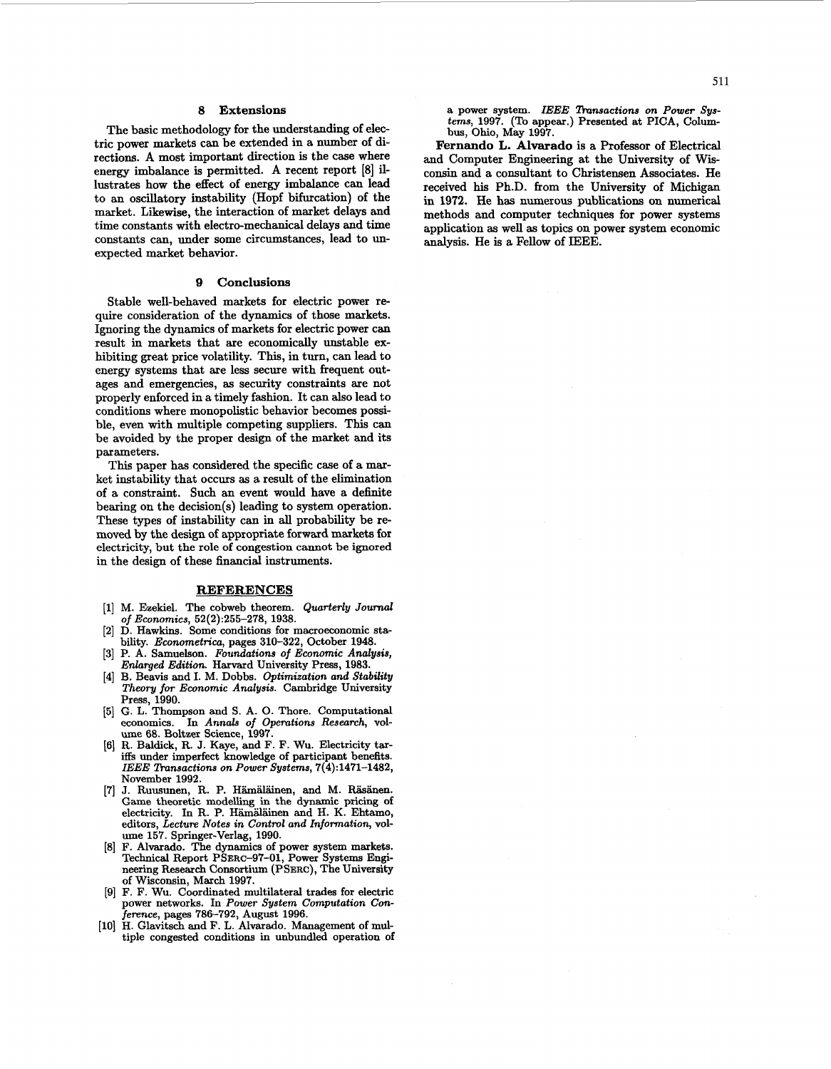## 8 Extensions

The basic methodology for the understanding of electric power markets can be extended in a number of directions. A most important direction is the case where energy imbalance is permitted. A recent report [8] illustrates how the effect of energy imbalance can lead to an oscillatory instability (Hopf bifurcation) of the market. Likewise, the interaction of market delays and time constants with electro-mechanical delays and time constants can, under some circumstances, lead to unexpected market behavior.

## 9 Conclusions

Stable well-behaved markets for electric power require consideration of the dynamics of those markets. Ignoring the dynamics of markets for electric power can result in markets that are economically unstable exhibiting great price volatility. This, in turn, can lead to energy systems that are less secure with frequent outages and emergencies, as security constraints are not properly enforced in a timely fashion. It can also lead to conditions where monopolistic behavior becomes possible, even with multiple competing suppliers. This can be avoided by the proper design of the market and its parameters.

This paper has considered the specific case of a market instability that occurs as a result of the elimination of a constraint. Such an event would have a definite bearing on the decision(s) leading to system operation. These types of instability can in all probability be removed by the design of appropriate forward markets for electricity, but the role of congestion cannot be ignored in the design of these financial instruments.

## REFERENCES

[1] M. Ezekiel. The cobweb theorem. *Quarterly Journal of Economics*, 52(2):255–278, 1938.

[2] D. Hawkins. Some conditions for macroeconomic stability. *Econometrica*, pages 310–322, October 1948.

[3] P. A. Samuelson. *Foundations of Economic Analysis, Enlarged Edition.* Harvard University Press, 1983.

[4] B. Beavis and I. M. Dobbs. *Optimization and Stability Theory for Economic Analysis.* Cambridge University Press, 1990.

[5] G. L. Thompson and S. A. O. Thore. Computational economics. In *Annals of Operations Research*, volume 68. Boltzer Science, 1997.

[6] R. Baldick, R. J. Kaye, and F. F. Wu. Electricity tariffs under imperfect knowledge of participant benefits. *IEEE Transactions on Power Systems*, 7(4):1471–1482, November 1992.

[7] J. Ruusunen, R. P. Hämäläinen, and M. Räsänen. Game theoretic modelling in the dynamic pricing of electricity. In R. P. Hämäläinen and H. K. Ehtamo, editors, *Lecture Notes in Control and Information*, volume 157. Springer-Verlag, 1990.

[8] F. Alvarado. The dynamics of power system markets. Technical Report PSERC-97-01, Power Systems Engineering Research Consortium (PSERC), The University of Wisconsin, March 1997.

[9] F. F. Wu. Coordinated multilateral trades for electric power networks. In *Power System Computation Conference*, pages 786–792, August 1996.

[10] H. Glavitsch and F. L. Alvarado. Management of multiple congested conditions in unbundled operation of a power system. *IEEE Transactions on Power Systems*, 1997. (To appear.) Presented at PICA, Columbus, Ohio, May 1997.

**Fernando L. Alvarado** is a Professor of Electrical and Computer Engineering at the University of Wisconsin and a consultant to Christensen Associates. He received his Ph.D. from the University of Michigan in 1972. He has numerous publications on numerical methods and computer techniques for power systems application as well as topics on power system economic analysis. He is a Fellow of IEEE.